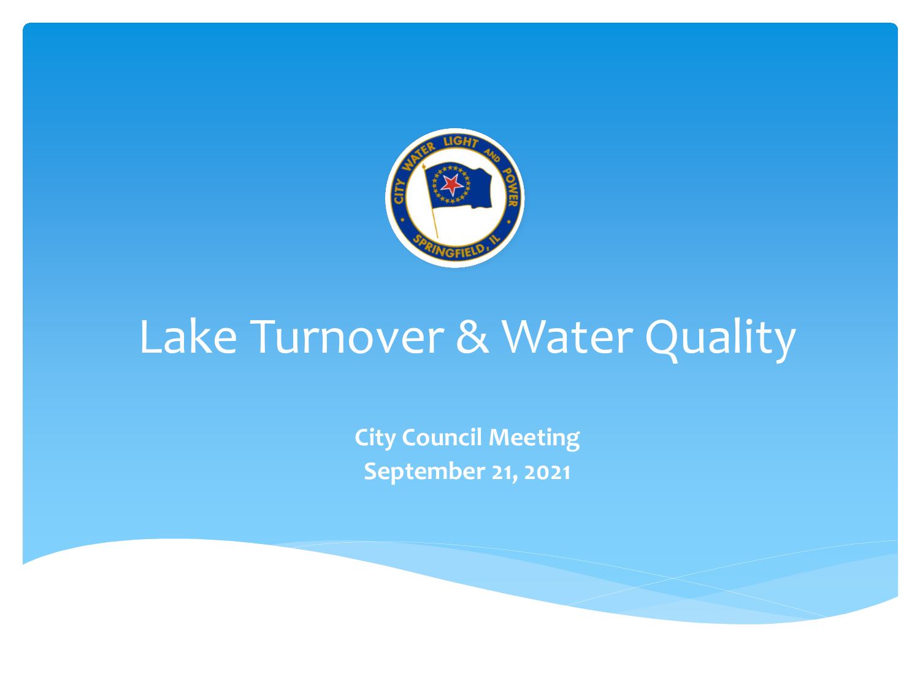# Lake Turnover & Water Quality

**City Council Meeting**
**September 21, 2021**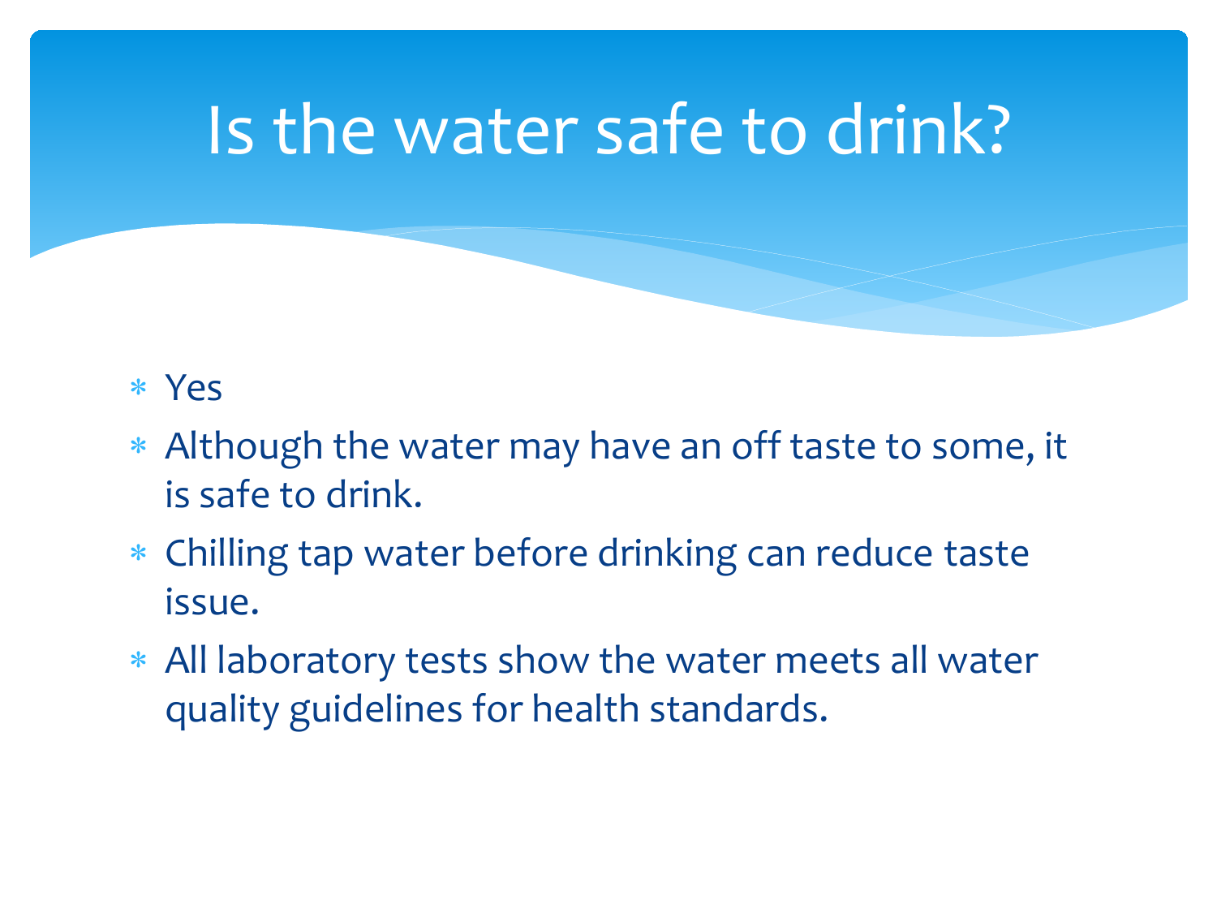# Is the water safe to drink?

- Yes
- Although the water may have an off taste to some, it is safe to drink.
- Chilling tap water before drinking can reduce taste issue.
- All laboratory tests show the water meets all water quality guidelines for health standards.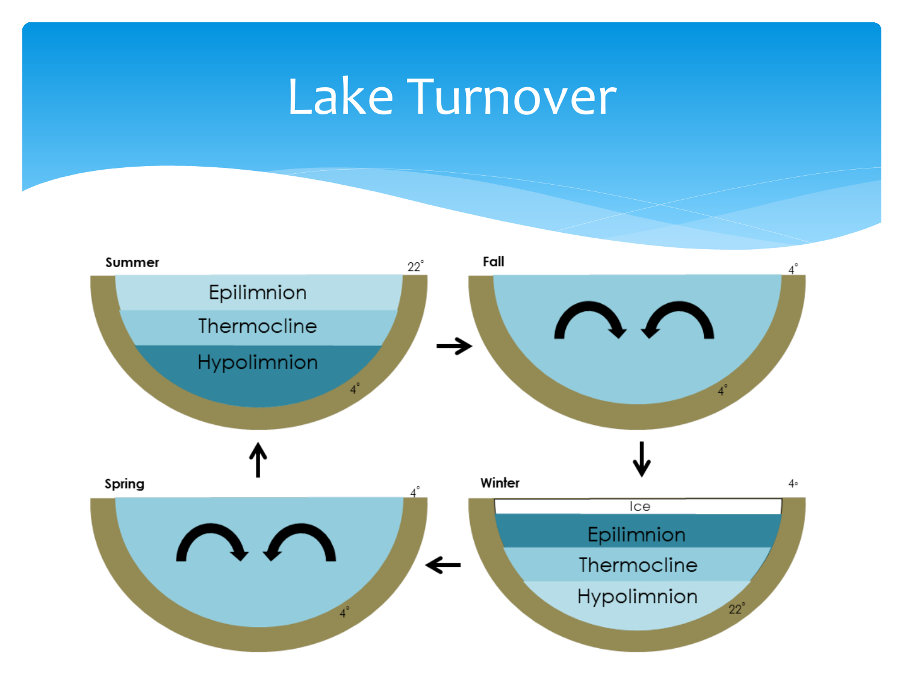# Lake Turnover

**Summer** — 22° — Epilimnion / Thermocline / Hypolimnion — 4°

**Fall** — 4° — 4°

**Winter** — 4° — Ice / Epilimnion / Thermocline / Hypolimnion — 22°

**Spring** — 4° — 4°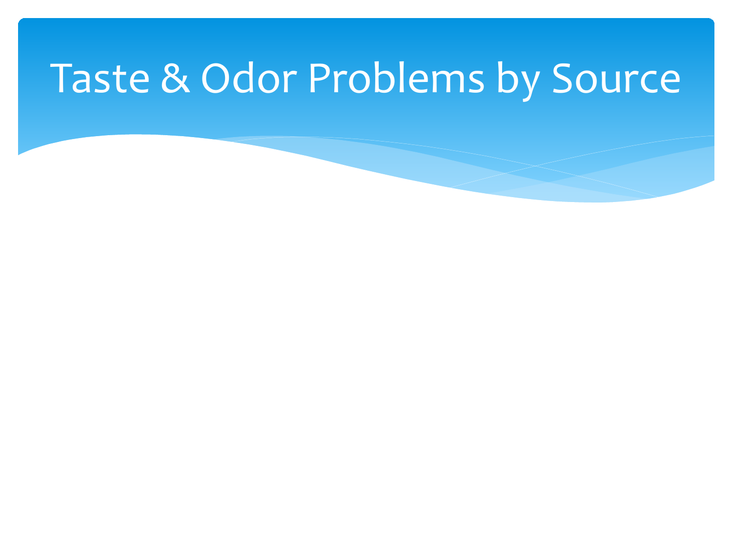# Taste & Odor Problems by Source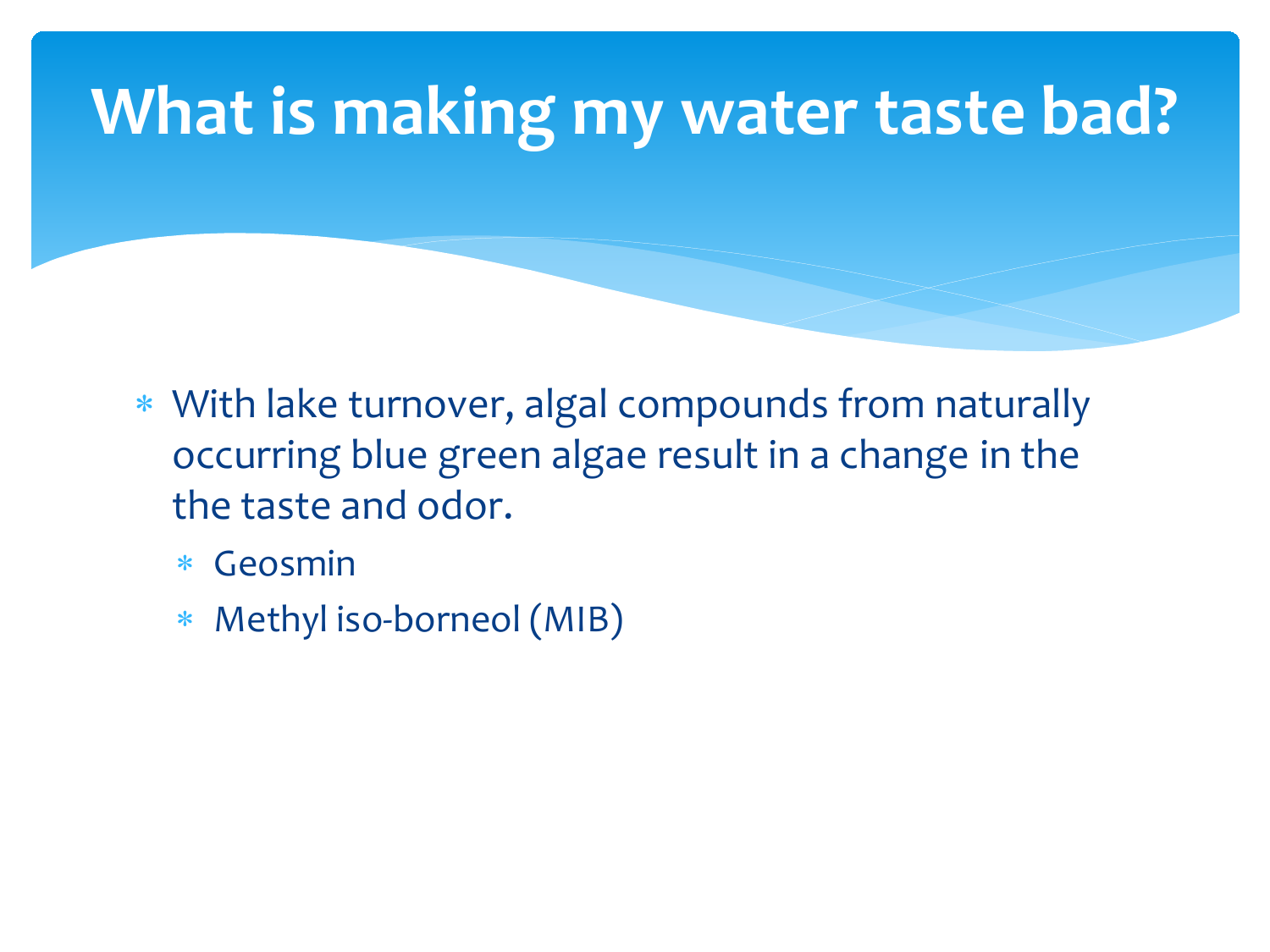# What is making my water taste bad?

- With lake turnover, algal compounds from naturally occurring blue green algae result in a change in the the taste and odor.
  - Geosmin
  - Methyl iso-borneol (MIB)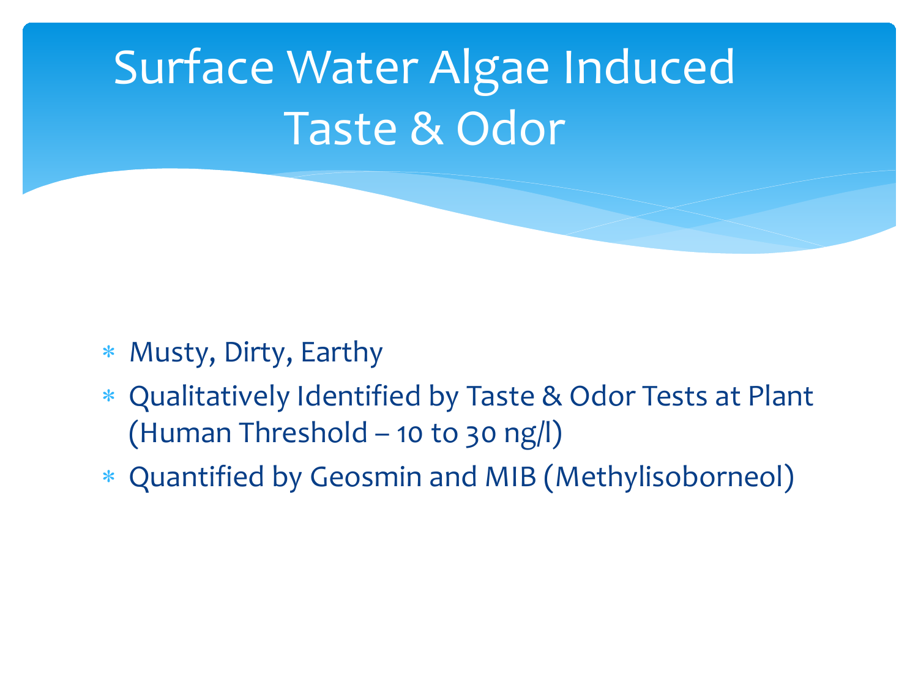# Surface Water Algae Induced Taste & Odor

- Musty, Dirty, Earthy
- Qualitatively Identified by Taste & Odor Tests at Plant (Human Threshold – 10 to 30 ng/l)
- Quantified by Geosmin and MIB (Methylisoborneol)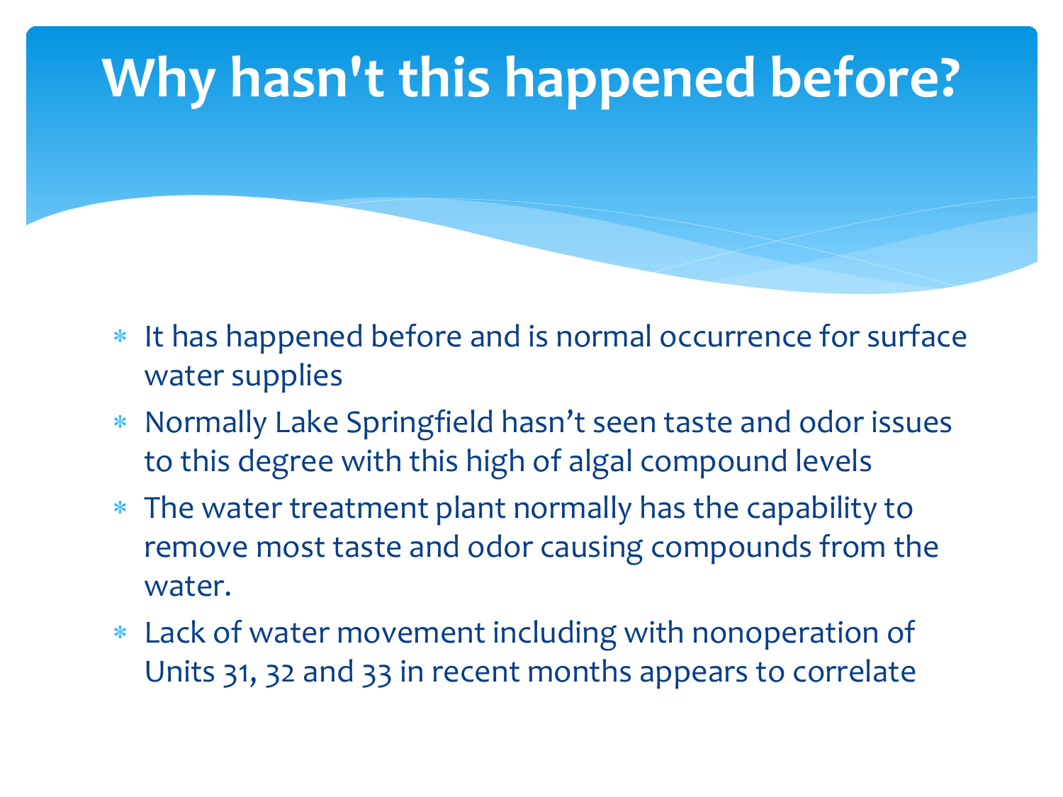# Why hasn't this happened before?

- It has happened before and is normal occurrence for surface water supplies
- Normally Lake Springfield hasn’t seen taste and odor issues to this degree with this high of algal compound levels
- The water treatment plant normally has the capability to remove most taste and odor causing compounds from the water.
- Lack of water movement including with nonoperation of Units 31, 32 and 33 in recent months appears to correlate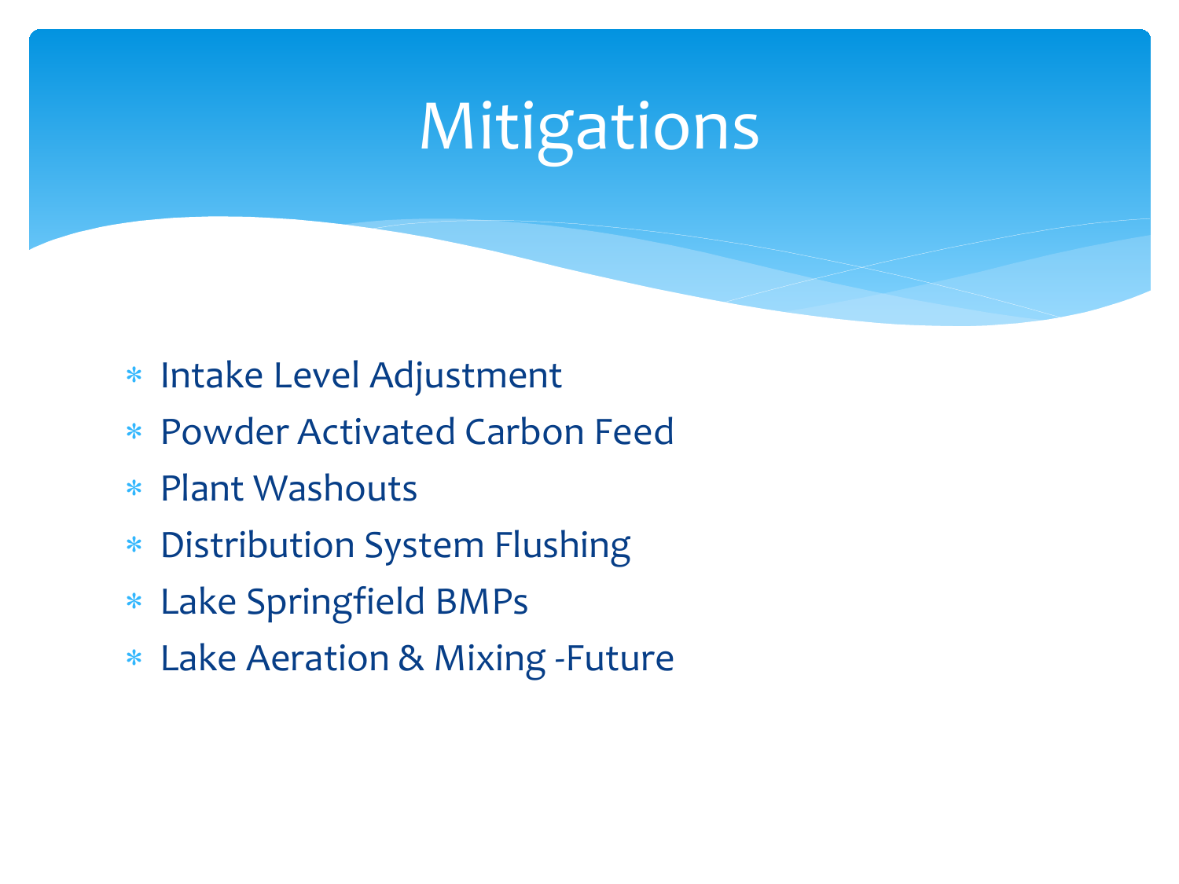# Mitigations

- Intake Level Adjustment
- Powder Activated Carbon Feed
- Plant Washouts
- Distribution System Flushing
- Lake Springfield BMPs
- Lake Aeration & Mixing -Future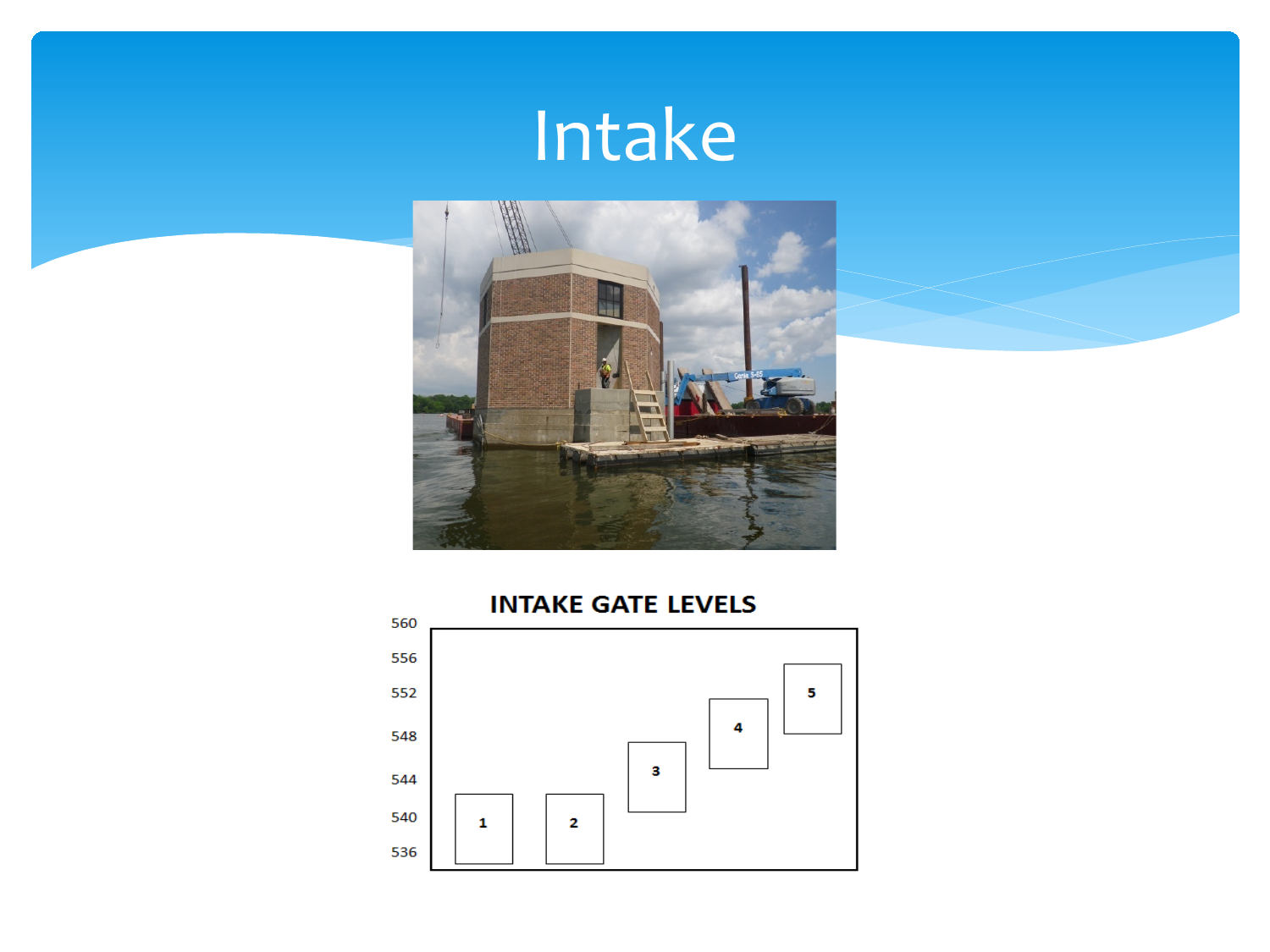# Intake

**INTAKE GATE LEVELS**

560
556
552
548
544
540
536

1 2 3 4 5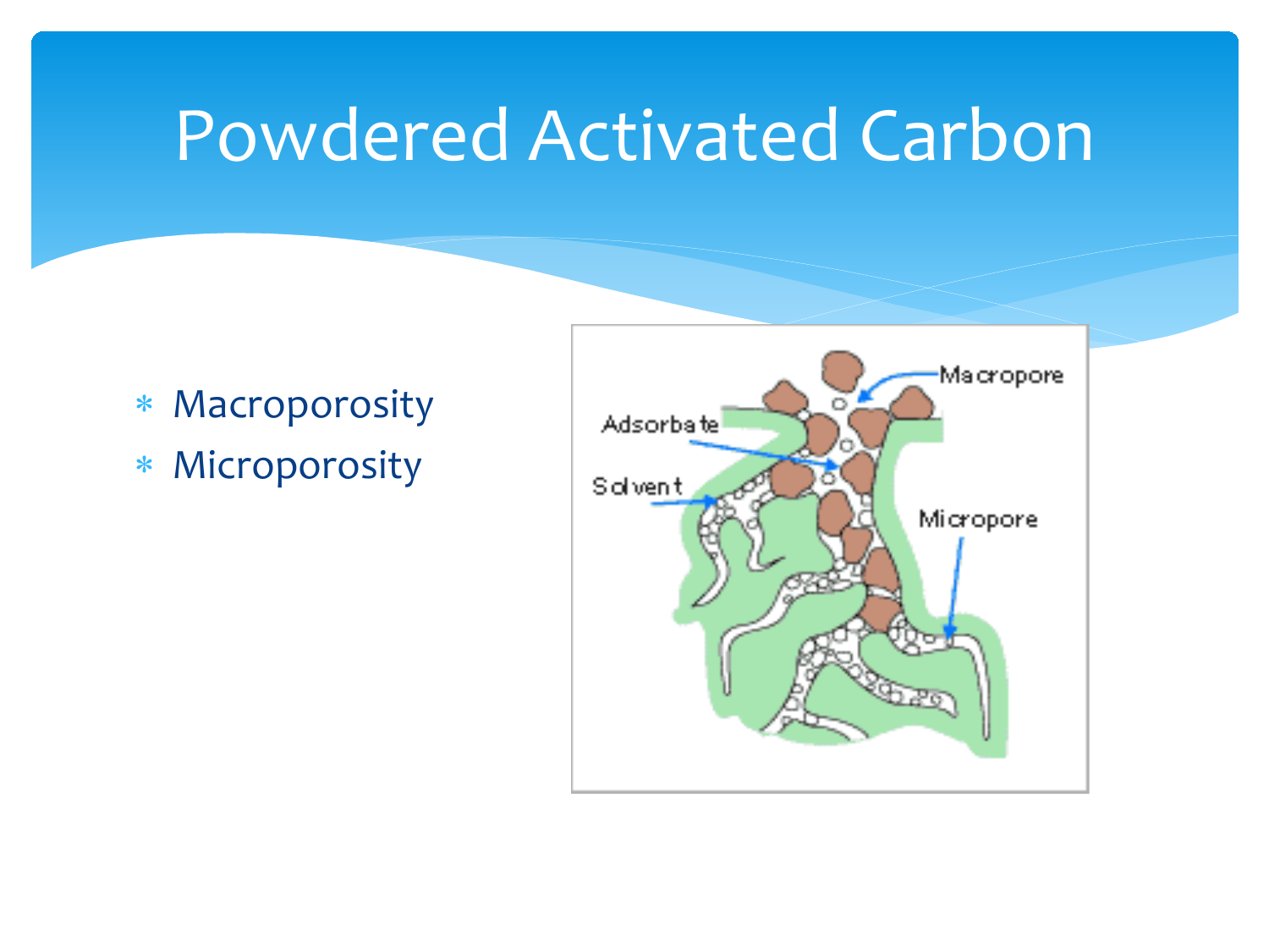# Powdered Activated Carbon

- Macroporosity
- Microporosity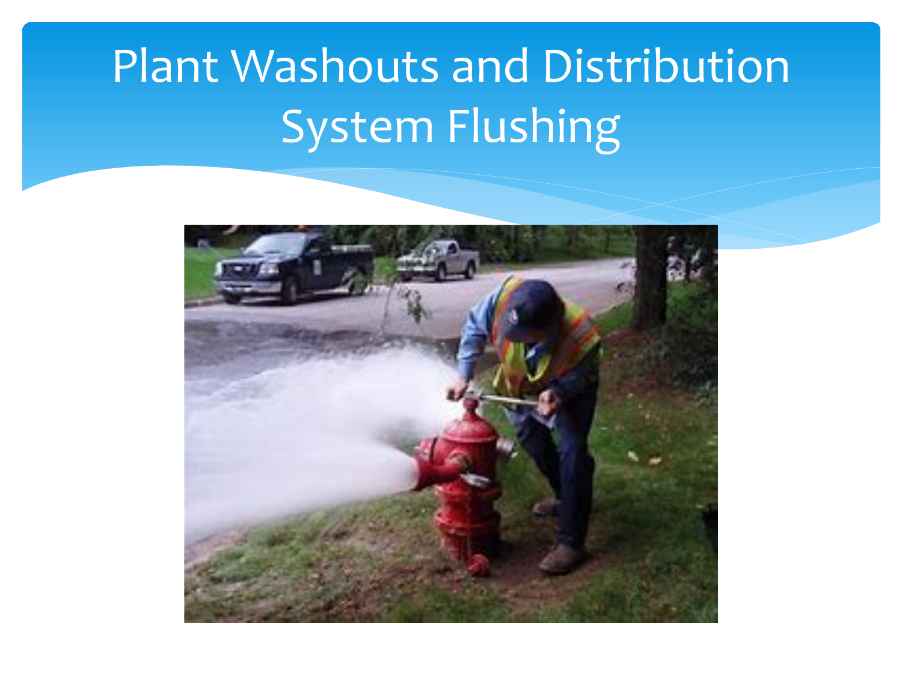# Plant Washouts and Distribution System Flushing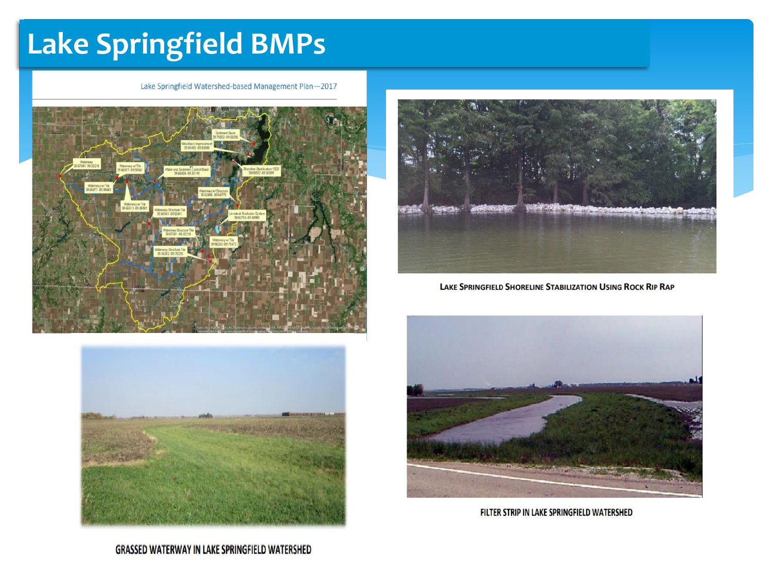# Lake Springfield BMPs

Lake Springfield Watershed-based Management Plan—2017

LAKE SPRINGFIELD SHORELINE STABILIZATION USING ROCK RIP RAP

GRASSED WATERWAY IN LAKE SPRINGFIELD WATERSHED

FILTER STRIP IN LAKE SPRINGFIELD WATERSHED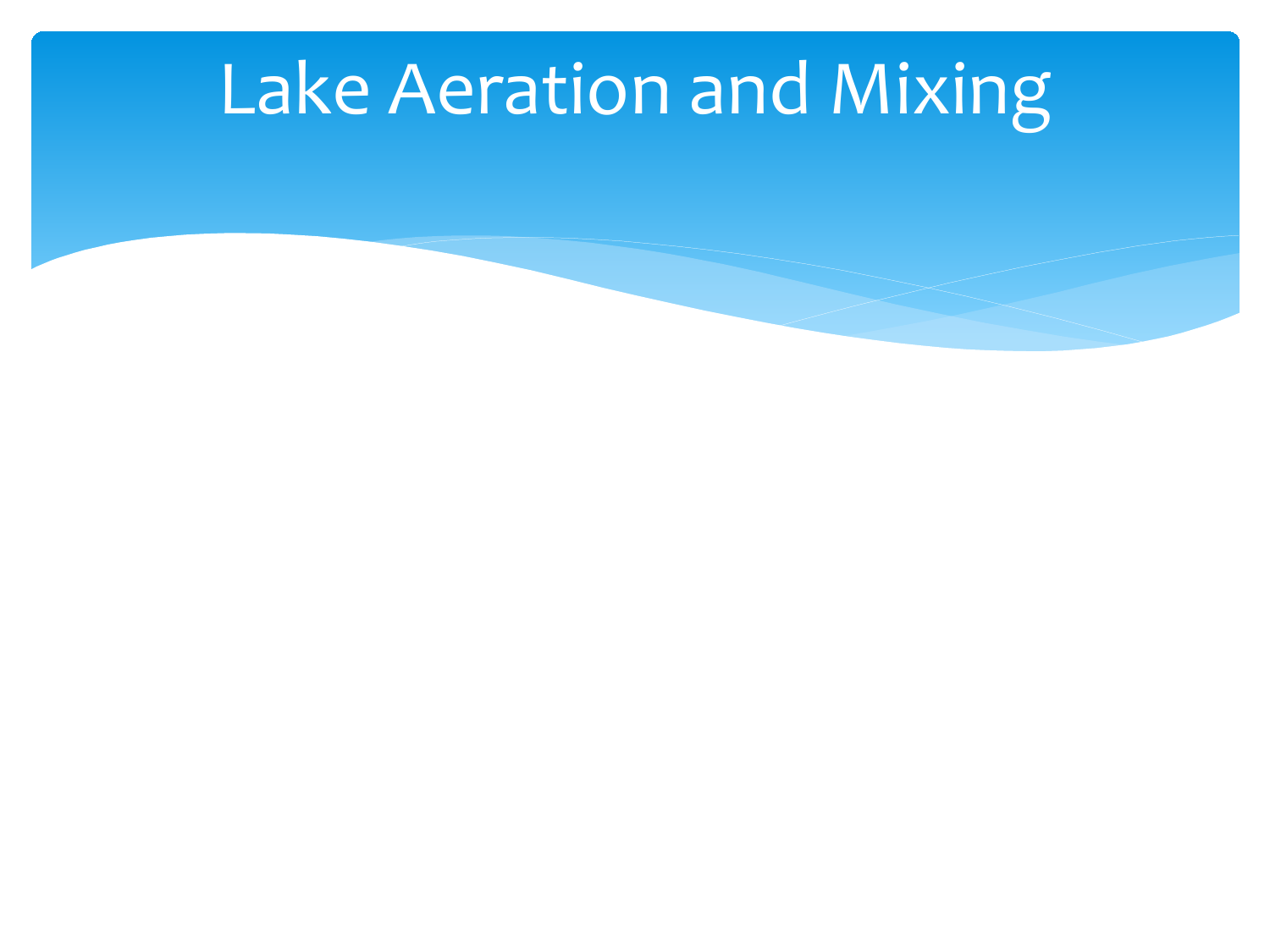# Lake Aeration and Mixing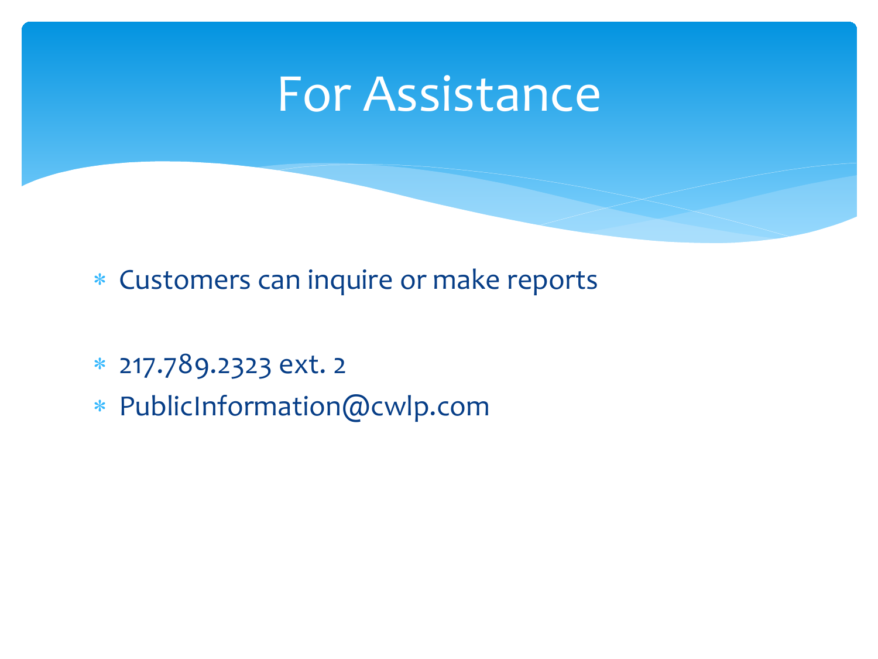# For Assistance

* Customers can inquire or make reports

* 217.789.2323 ext. 2
* PublicInformation@cwlp.com